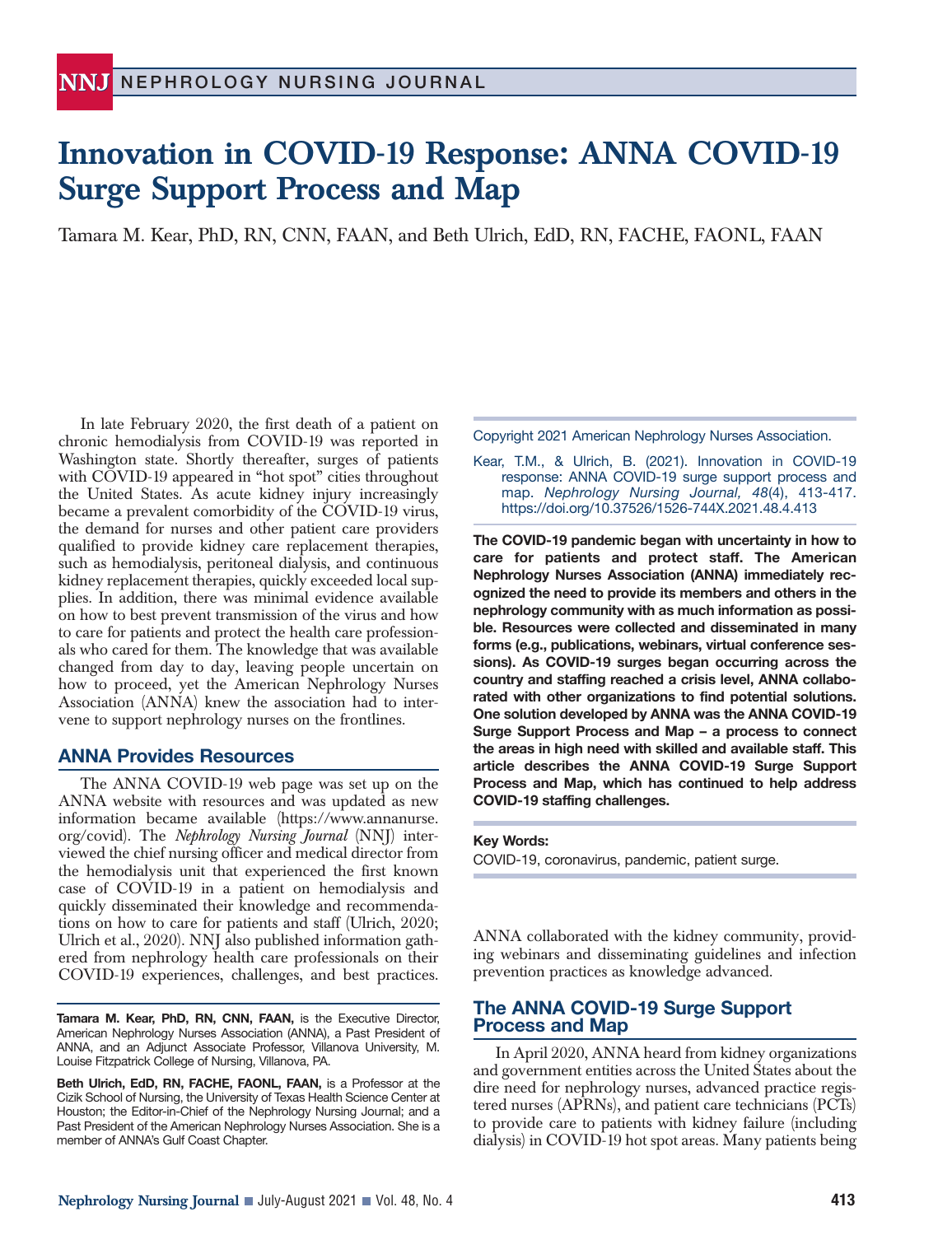# Innovation in COVID-19 Response: ANNA COVID-19 Surge Support Process and Map

Tamara M. Kear, PhD, RN, CNN, FAAN, and Beth Ulrich, EdD, RN, FACHE, FAONL, FAAN

Copyright 2021 American Nephrology Nurses Association.

Kear, T.M., & Ulrich, B. (2021). Innovation in COVID-19 response: ANNA COVID-19 surge support process and map. *Nephrology Nursing Journal, 48*(4), 413-417. https://doi.org/10.37526/1526-744X.2021.48.4.413

**The COVID-19 pandemic began with uncertainty in how to care for patients and protect staff. The American Nephrology Nurses Association (ANNA) immediately recognized the need to provide its members and others in the nephrology community with as much information as possible. Resources were collected and disseminated in many forms (e.g., publications, webinars, virtual conference sessions). As COVID-19 surges began occurring across the country and staffing reached a crisis level, ANNA collaborated with other organizations to find potential solutions. One solution developed by ANNA was the ANNA COVID-19 Surge Support Process and Map – a process to connect the areas in high need with skilled and available staff. This article describes the ANNA COVID-19 Surge Support Process and Map, which has continued to help address COVID-19 staffing challenges.**

**Key Words:**
COVID-19, coronavirus, pandemic, patient surge.

In late February 2020, the first death of a patient on chronic hemodialysis from COVID-19 was reported in Washington state. Shortly thereafter, surges of patients with COVID-19 appeared in "hot spot" cities throughout the United States. As acute kidney injury increasingly became a prevalent comorbidity of the COVID-19 virus, the demand for nurses and other patient care providers qualified to provide kidney care replacement therapies, such as hemodialysis, peritoneal dialysis, and continuous kidney replacement therapies, quickly exceeded local supplies. In addition, there was minimal evidence available on how to best prevent transmission of the virus and how to care for patients and protect the health care professionals who cared for them. The knowledge that was available changed from day to day, leaving people uncertain on how to proceed, yet the American Nephrology Nurses Association (ANNA) knew the association had to intervene to support nephrology nurses on the frontlines.

## ANNA Provides Resources

The ANNA COVID-19 web page was set up on the ANNA website with resources and was updated as new information became available (https://www.annanurse.org/covid). The *Nephrology Nursing Journal* (NNJ) interviewed the chief nursing officer and medical director from the hemodialysis unit that experienced the first known case of COVID-19 in a patient on hemodialysis and quickly disseminated their knowledge and recommendations on how to care for patients and staff (Ulrich, 2020; Ulrich et al., 2020). NNJ also published information gathered from nephrology health care professionals on their COVID-19 experiences, challenges, and best practices. ANNA collaborated with the kidney community, providing webinars and disseminating guidelines and infection prevention practices as knowledge advanced.

**Tamara M. Kear, PhD, RN, CNN, FAAN,** is the Executive Director, American Nephrology Nurses Association (ANNA), a Past President of ANNA, and an Adjunct Associate Professor, Villanova University, M. Louise Fitzpatrick College of Nursing, Villanova, PA.

**Beth Ulrich, EdD, RN, FACHE, FAONL, FAAN,** is a Professor at the Cizik School of Nursing, the University of Texas Health Science Center at Houston; the Editor-in-Chief of the Nephrology Nursing Journal; and a Past President of the American Nephrology Nurses Association. She is a member of ANNA's Gulf Coast Chapter.

## The ANNA COVID-19 Surge Support Process and Map

In April 2020, ANNA heard from kidney organizations and government entities across the United States about the dire need for nephrology nurses, advanced practice registered nurses (APRNs), and patient care technicians (PCTs) to provide care to patients with kidney failure (including dialysis) in COVID-19 hot spot areas. Many patients being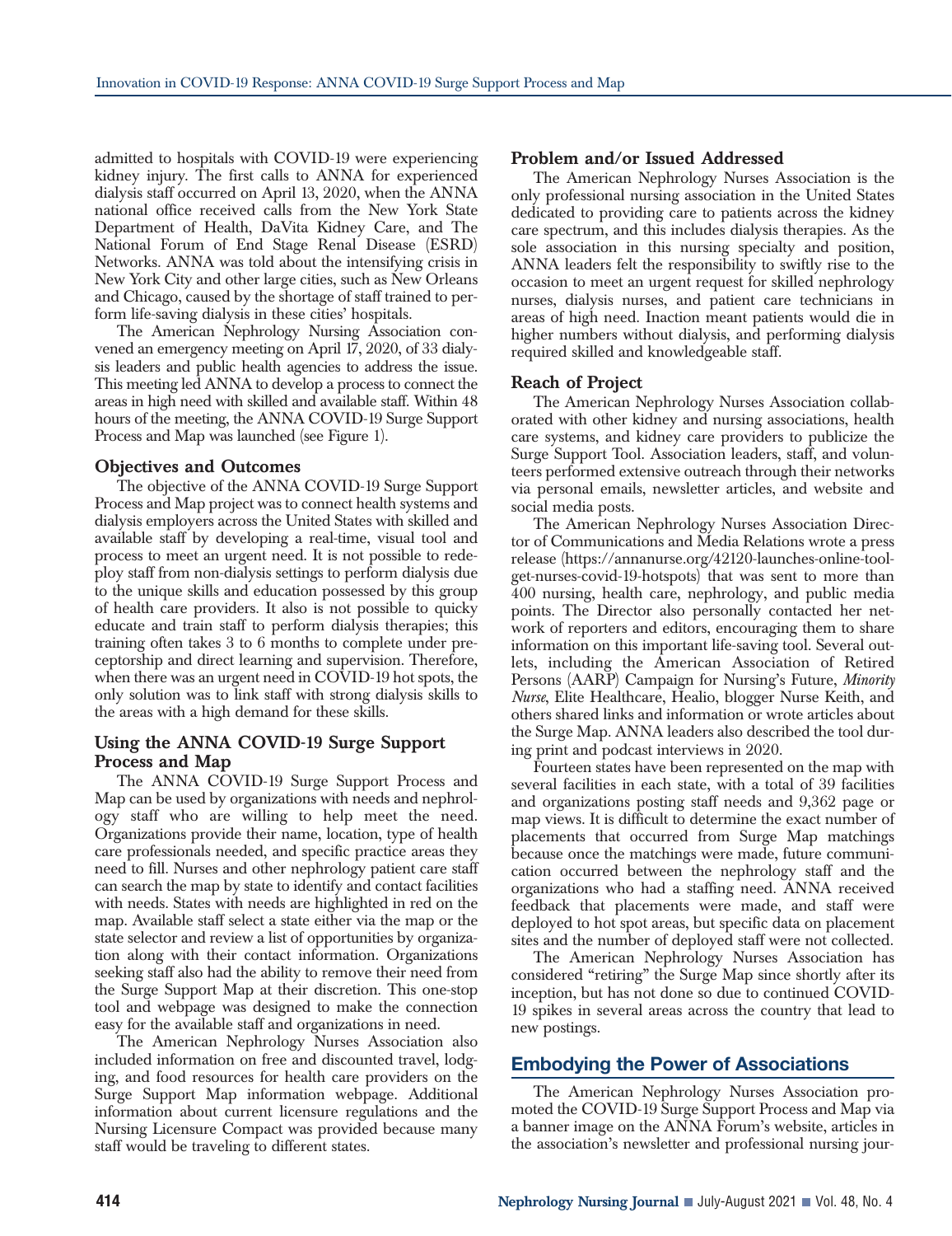admitted to hospitals with COVID-19 were experiencing kidney injury. The first calls to ANNA for experienced dialysis staff occurred on April 13, 2020, when the ANNA national office received calls from the New York State Department of Health, DaVita Kidney Care, and The National Forum of End Stage Renal Disease (ESRD) Networks. ANNA was told about the intensifying crisis in New York City and other large cities, such as New Orleans and Chicago, caused by the shortage of staff trained to perform life-saving dialysis in these cities' hospitals.

The American Nephrology Nursing Association convened an emergency meeting on April 17, 2020, of 33 dialysis leaders and public health agencies to address the issue. This meeting led ANNA to develop a process to connect the areas in high need with skilled and available staff. Within 48 hours of the meeting, the ANNA COVID-19 Surge Support Process and Map was launched (see Figure 1).

### Objectives and Outcomes

The objective of the ANNA COVID-19 Surge Support Process and Map project was to connect health systems and dialysis employers across the United States with skilled and available staff by developing a real-time, visual tool and process to meet an urgent need. It is not possible to redeploy staff from non-dialysis settings to perform dialysis due to the unique skills and education possessed by this group of health care providers. It also is not possible to quicky educate and train staff to perform dialysis therapies; this training often takes 3 to 6 months to complete under preceptorship and direct learning and supervision. Therefore, when there was an urgent need in COVID-19 hot spots, the only solution was to link staff with strong dialysis skills to the areas with a high demand for these skills.

### Using the ANNA COVID-19 Surge Support Process and Map

The ANNA COVID-19 Surge Support Process and Map can be used by organizations with needs and nephrology staff who are willing to help meet the need. Organizations provide their name, location, type of health care professionals needed, and specific practice areas they need to fill. Nurses and other nephrology patient care staff can search the map by state to identify and contact facilities with needs. States with needs are highlighted in red on the map. Available staff select a state either via the map or the state selector and review a list of opportunities by organization along with their contact information. Organizations seeking staff also had the ability to remove their need from the Surge Support Map at their discretion. This one-stop tool and webpage was designed to make the connection easy for the available staff and organizations in need.

The American Nephrology Nurses Association also included information on free and discounted travel, lodging, and food resources for health care providers on the Surge Support Map information webpage. Additional information about current licensure regulations and the Nursing Licensure Compact was provided because many staff would be traveling to different states.

### Problem and/or Issued Addressed

The American Nephrology Nurses Association is the only professional nursing association in the United States dedicated to providing care to patients across the kidney care spectrum, and this includes dialysis therapies. As the sole association in this nursing specialty and position, ANNA leaders felt the responsibility to swiftly rise to the occasion to meet an urgent request for skilled nephrology nurses, dialysis nurses, and patient care technicians in areas of high need. Inaction meant patients would die in higher numbers without dialysis, and performing dialysis required skilled and knowledgeable staff.

### Reach of Project

The American Nephrology Nurses Association collaborated with other kidney and nursing associations, health care systems, and kidney care providers to publicize the Surge Support Tool. Association leaders, staff, and volunteers performed extensive outreach through their networks via personal emails, newsletter articles, and website and social media posts.

The American Nephrology Nurses Association Director of Communications and Media Relations wrote a press release (https://annanurse.org/42120-launches-online-tool-get-nurses-covid-19-hotspots) that was sent to more than 400 nursing, health care, nephrology, and public media points. The Director also personally contacted her network of reporters and editors, encouraging them to share information on this important life-saving tool. Several outlets, including the American Association of Retired Persons (AARP) Campaign for Nursing's Future, *Minority Nurse*, Elite Healthcare, Healio, blogger Nurse Keith, and others shared links and information or wrote articles about the Surge Map. ANNA leaders also described the tool during print and podcast interviews in 2020.

Fourteen states have been represented on the map with several facilities in each state, with a total of 39 facilities and organizations posting staff needs and 9,362 page or map views. It is difficult to determine the exact number of placements that occurred from Surge Map matchings because once the matchings were made, future communication occurred between the nephrology staff and the organizations who had a staffing need. ANNA received feedback that placements were made, and staff were deployed to hot spot areas, but specific data on placement sites and the number of deployed staff were not collected.

The American Nephrology Nurses Association has considered "retiring" the Surge Map since shortly after its inception, but has not done so due to continued COVID-19 spikes in several areas across the country that lead to new postings.

## Embodying the Power of Associations

The American Nephrology Nurses Association promoted the COVID-19 Surge Support Process and Map via a banner image on the ANNA Forum's website, articles in the association's newsletter and professional nursing jour-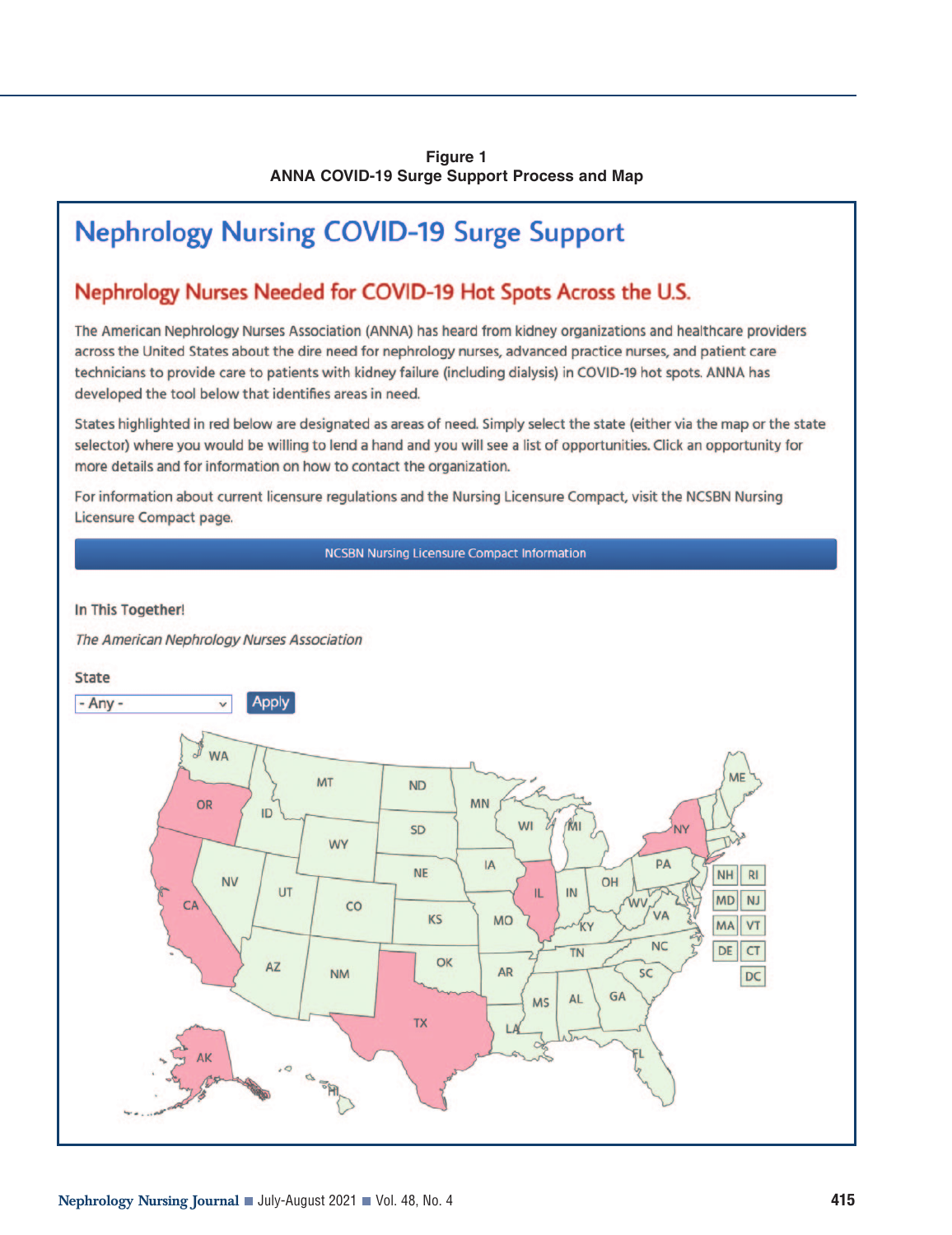**Figure 1**
**ANNA COVID-19 Surge Support Process and Map**

# Nephrology Nursing COVID-19 Surge Support

## Nephrology Nurses Needed for COVID-19 Hot Spots Across the U.S.

The American Nephrology Nurses Association (ANNA) has heard from kidney organizations and healthcare providers across the United States about the dire need for nephrology nurses, advanced practice nurses, and patient care technicians to provide care to patients with kidney failure (including dialysis) in COVID-19 hot spots. ANNA has developed the tool below that identifies areas in need.

States highlighted in red below are designated as areas of need. Simply select the state (either via the map or the state selector) where you would be willing to lend a hand and you will see a list of opportunities. Click an opportunity for more details and for information on how to contact the organization.

For information about current licensure regulations and the Nursing Licensure Compact, visit the NCSBN Nursing Licensure Compact page.

NCSBN Nursing Licensure Compact Information

In This Together!

*The American Nephrology Nurses Association*

State

- Any -  Apply

WA, OR, CA, AK, HI, ID, NV, MT, WY, UT, AZ, CO, NM, ND, SD, NE, KS, OK, TX, MN, IA, MO, AR, LA, WI, IL, MI, IN, KY, TN, MS, AL, GA, FL, OH, WV, VA, NC, SC, PA, NY, ME, NH, RI, MD, NJ, MA, VT, DE, CT, DC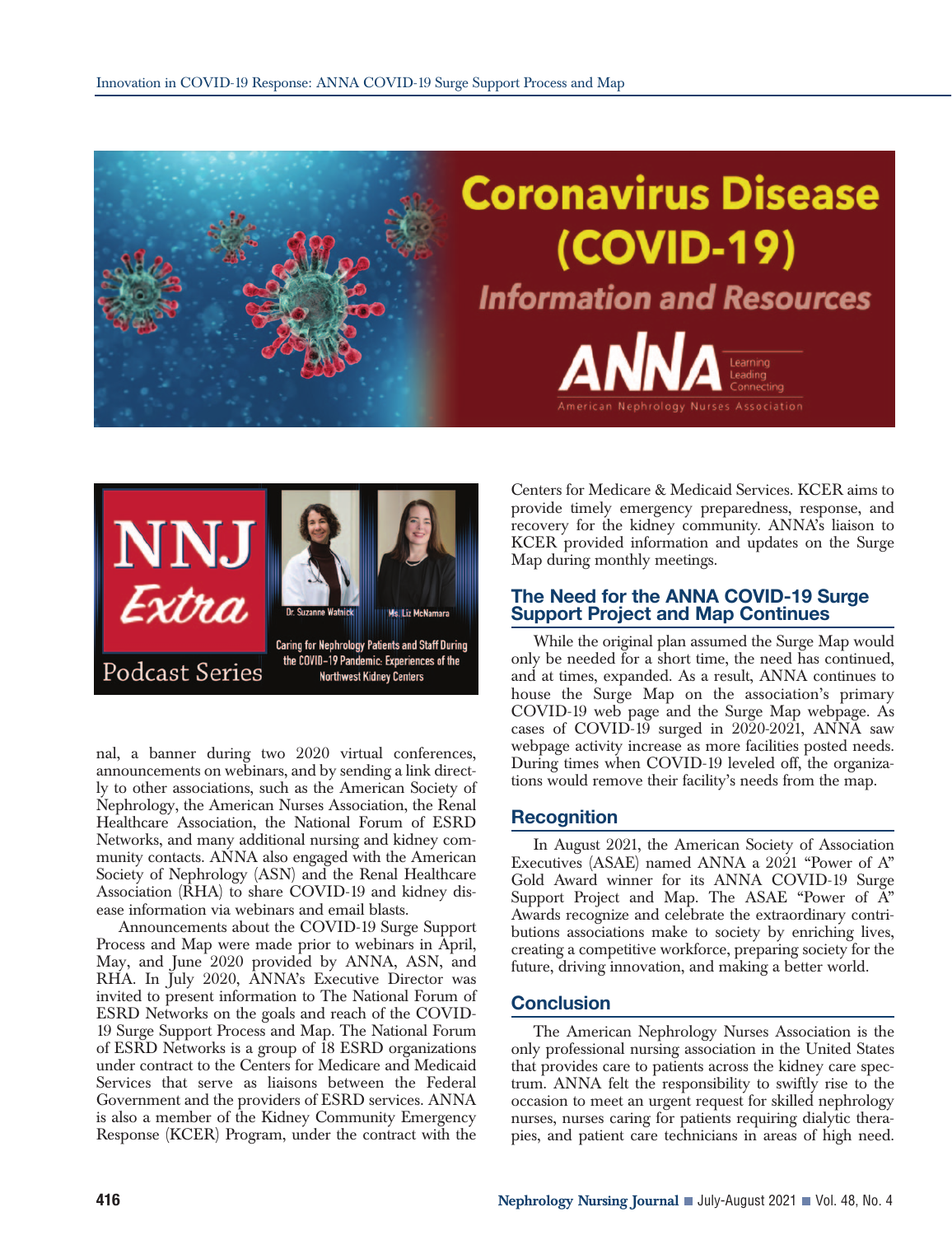nal, a banner during two 2020 virtual conferences, announcements on webinars, and by sending a link directly to other associations, such as the American Society of Nephrology, the American Nurses Association, the Renal Healthcare Association, the National Forum of ESRD Networks, and many additional nursing and kidney community contacts. ANNA also engaged with the American Society of Nephrology (ASN) and the Renal Healthcare Association (RHA) to share COVID-19 and kidney disease information via webinars and email blasts.

Announcements about the COVID-19 Surge Support Process and Map were made prior to webinars in April, May, and June 2020 provided by ANNA, ASN, and RHA. In July 2020, ANNA's Executive Director was invited to present information to The National Forum of ESRD Networks on the goals and reach of the COVID-19 Surge Support Process and Map. The National Forum of ESRD Networks is a group of 18 ESRD organizations under contract to the Centers for Medicare and Medicaid Services that serve as liaisons between the Federal Government and the providers of ESRD services. ANNA is also a member of the Kidney Community Emergency Response (KCER) Program, under the contract with the Centers for Medicare & Medicaid Services. KCER aims to provide timely emergency preparedness, response, and recovery for the kidney community. ANNA's liaison to KCER provided information and updates on the Surge Map during monthly meetings.

## The Need for the ANNA COVID-19 Surge Support Project and Map Continues

While the original plan assumed the Surge Map would only be needed for a short time, the need has continued, and at times, expanded. As a result, ANNA continues to house the Surge Map on the association's primary COVID-19 web page and the Surge Map webpage. As cases of COVID-19 surged in 2020-2021, ANNA saw webpage activity increase as more facilities posted needs. During times when COVID-19 leveled off, the organizations would remove their facility's needs from the map.

## Recognition

In August 2021, the American Society of Association Executives (ASAE) named ANNA a 2021 "Power of A" Gold Award winner for its ANNA COVID-19 Surge Support Project and Map. The ASAE "Power of A" Awards recognize and celebrate the extraordinary contributions associations make to society by enriching lives, creating a competitive workforce, preparing society for the future, driving innovation, and making a better world.

## Conclusion

The American Nephrology Nurses Association is the only professional nursing association in the United States that provides care to patients across the kidney care spectrum. ANNA felt the responsibility to swiftly rise to the occasion to meet an urgent request for skilled nephrology nurses, nurses caring for patients requiring dialytic therapies, and patient care technicians in areas of high need.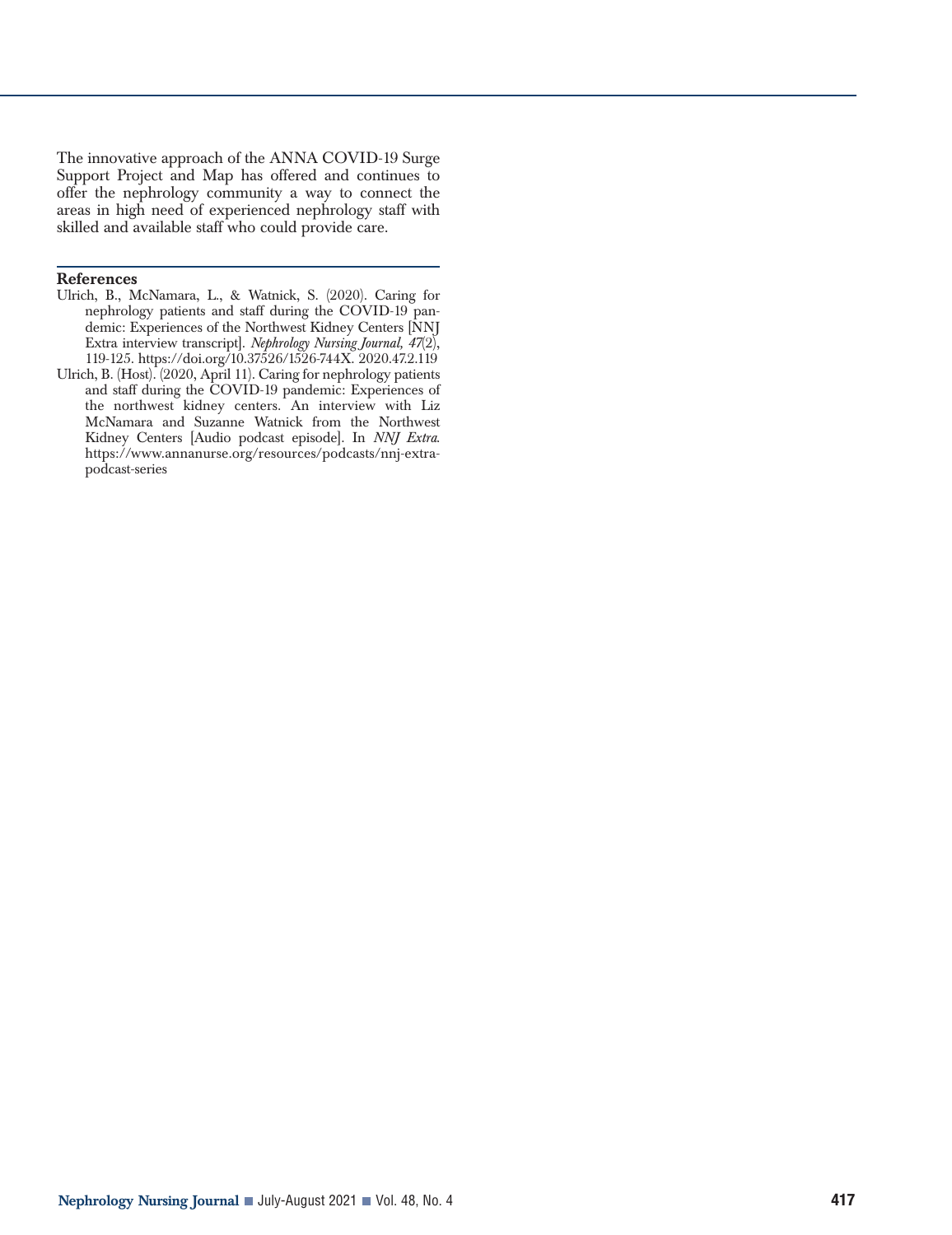The innovative approach of the ANNA COVID-19 Surge Support Project and Map has offered and continues to offer the nephrology community a way to connect the areas in high need of experienced nephrology staff with skilled and available staff who could provide care.

## References

Ulrich, B., McNamara, L., & Watnick, S. (2020). Caring for nephrology patients and staff during the COVID-19 pandemic: Experiences of the Northwest Kidney Centers [NNJ Extra interview transcript]. *Nephrology Nursing Journal, 47*(2), 119-125. https://doi.org/10.37526/1526-744X. 2020.47.2.119

Ulrich, B. (Host). (2020, April 11). Caring for nephrology patients and staff during the COVID-19 pandemic: Experiences of the northwest kidney centers. An interview with Liz McNamara and Suzanne Watnick from the Northwest Kidney Centers [Audio podcast episode]. In *NNJ Extra*. https://www.annanurse.org/resources/podcasts/nnj-extra-podcast-series